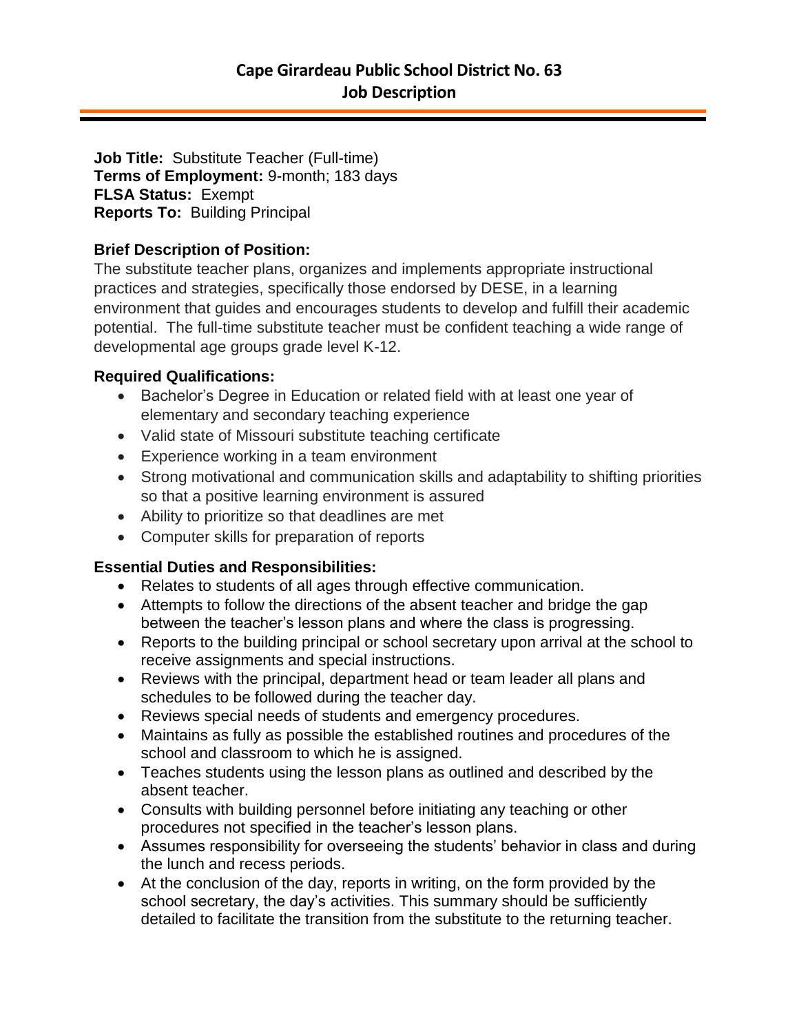# Cape Girardeau Public School District No. 63
## Job Description

**Job Title:** Substitute Teacher (Full-time)
**Terms of Employment:** 9-month; 183 days
**FLSA Status:** Exempt
**Reports To:** Building Principal

**Brief Description of Position:**
The substitute teacher plans, organizes and implements appropriate instructional practices and strategies, specifically those endorsed by DESE, in a learning environment that guides and encourages students to develop and fulfill their academic potential. The full-time substitute teacher must be confident teaching a wide range of developmental age groups grade level K-12.

**Required Qualifications:**

- Bachelor's Degree in Education or related field with at least one year of elementary and secondary teaching experience
- Valid state of Missouri substitute teaching certificate
- Experience working in a team environment
- Strong motivational and communication skills and adaptability to shifting priorities so that a positive learning environment is assured
- Ability to prioritize so that deadlines are met
- Computer skills for preparation of reports

**Essential Duties and Responsibilities:**

- Relates to students of all ages through effective communication.
- Attempts to follow the directions of the absent teacher and bridge the gap between the teacher's lesson plans and where the class is progressing.
- Reports to the building principal or school secretary upon arrival at the school to receive assignments and special instructions.
- Reviews with the principal, department head or team leader all plans and schedules to be followed during the teacher day.
- Reviews special needs of students and emergency procedures.
- Maintains as fully as possible the established routines and procedures of the school and classroom to which he is assigned.
- Teaches students using the lesson plans as outlined and described by the absent teacher.
- Consults with building personnel before initiating any teaching or other procedures not specified in the teacher's lesson plans.
- Assumes responsibility for overseeing the students' behavior in class and during the lunch and recess periods.
- At the conclusion of the day, reports in writing, on the form provided by the school secretary, the day's activities. This summary should be sufficiently detailed to facilitate the transition from the substitute to the returning teacher.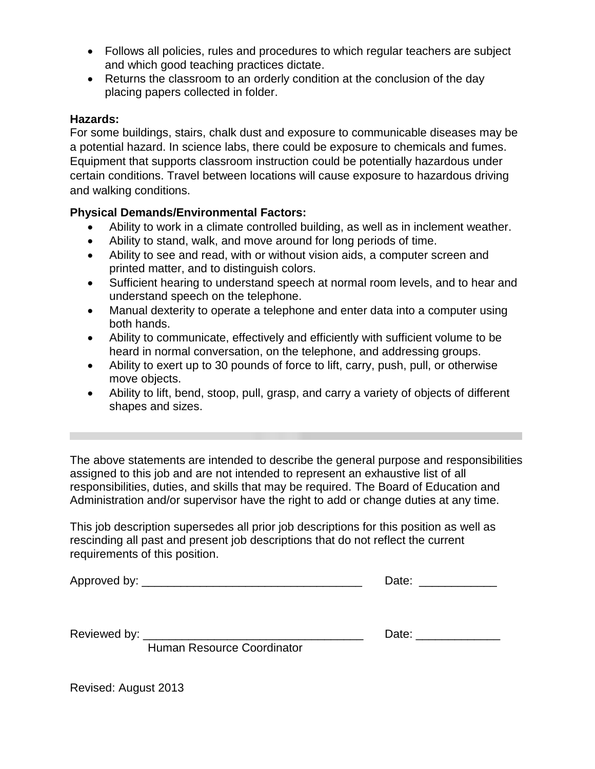- Follows all policies, rules and procedures to which regular teachers are subject and which good teaching practices dictate.
- Returns the classroom to an orderly condition at the conclusion of the day placing papers collected in folder.

**Hazards:**
For some buildings, stairs, chalk dust and exposure to communicable diseases may be a potential hazard. In science labs, there could be exposure to chemicals and fumes. Equipment that supports classroom instruction could be potentially hazardous under certain conditions. Travel between locations will cause exposure to hazardous driving and walking conditions.

**Physical Demands/Environmental Factors:**

- Ability to work in a climate controlled building, as well as in inclement weather.
- Ability to stand, walk, and move around for long periods of time.
- Ability to see and read, with or without vision aids, a computer screen and printed matter, and to distinguish colors.
- Sufficient hearing to understand speech at normal room levels, and to hear and understand speech on the telephone.
- Manual dexterity to operate a telephone and enter data into a computer using both hands.
- Ability to communicate, effectively and efficiently with sufficient volume to be heard in normal conversation, on the telephone, and addressing groups.
- Ability to exert up to 30 pounds of force to lift, carry, push, pull, or otherwise move objects.
- Ability to lift, bend, stoop, pull, grasp, and carry a variety of objects of different shapes and sizes.

---

The above statements are intended to describe the general purpose and responsibilities assigned to this job and are not intended to represent an exhaustive list of all responsibilities, duties, and skills that may be required. The Board of Education and Administration and/or supervisor have the right to add or change duties at any time.

This job description supersedes all prior job descriptions for this position as well as rescinding all past and present job descriptions that do not reflect the current requirements of this position.

Approved by: __________________________________ Date: ____________

Reviewed by: __________________________________ Date: _____________
Human Resource Coordinator

Revised: August 2013